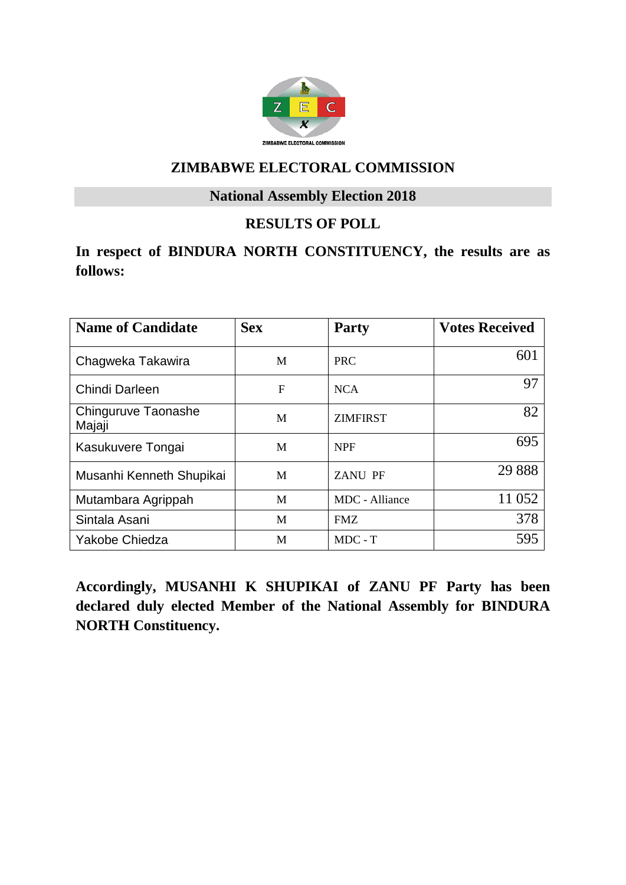# ZIMBABWE ELECTORAL COMMISSION

## National Assembly Election 2018

## RESULTS OF POLL

**In respect of BINDURA NORTH CONSTITUENCY, the results are as follows:**

| Name of Candidate | Sex | Party | Votes Received |
|---|---|---|---|
| Chagweka Takawira | M | PRC | 601 |
| Chindi Darleen | F | NCA | 97 |
| Chinguruve Taonashe Majaji | M | ZIMFIRST | 82 |
| Kasukuvere Tongai | M | NPF | 695 |
| Musanhi Kenneth Shupikai | M | ZANU PF | 29 888 |
| Mutambara Agrippah | M | MDC - Alliance | 11 052 |
| Sintala Asani | M | FMZ | 378 |
| Yakobe Chiedza | M | MDC - T | 595 |

**Accordingly, MUSANHI K SHUPIKAI of ZANU PF Party has been declared duly elected Member of the National Assembly for BINDURA NORTH Constituency.**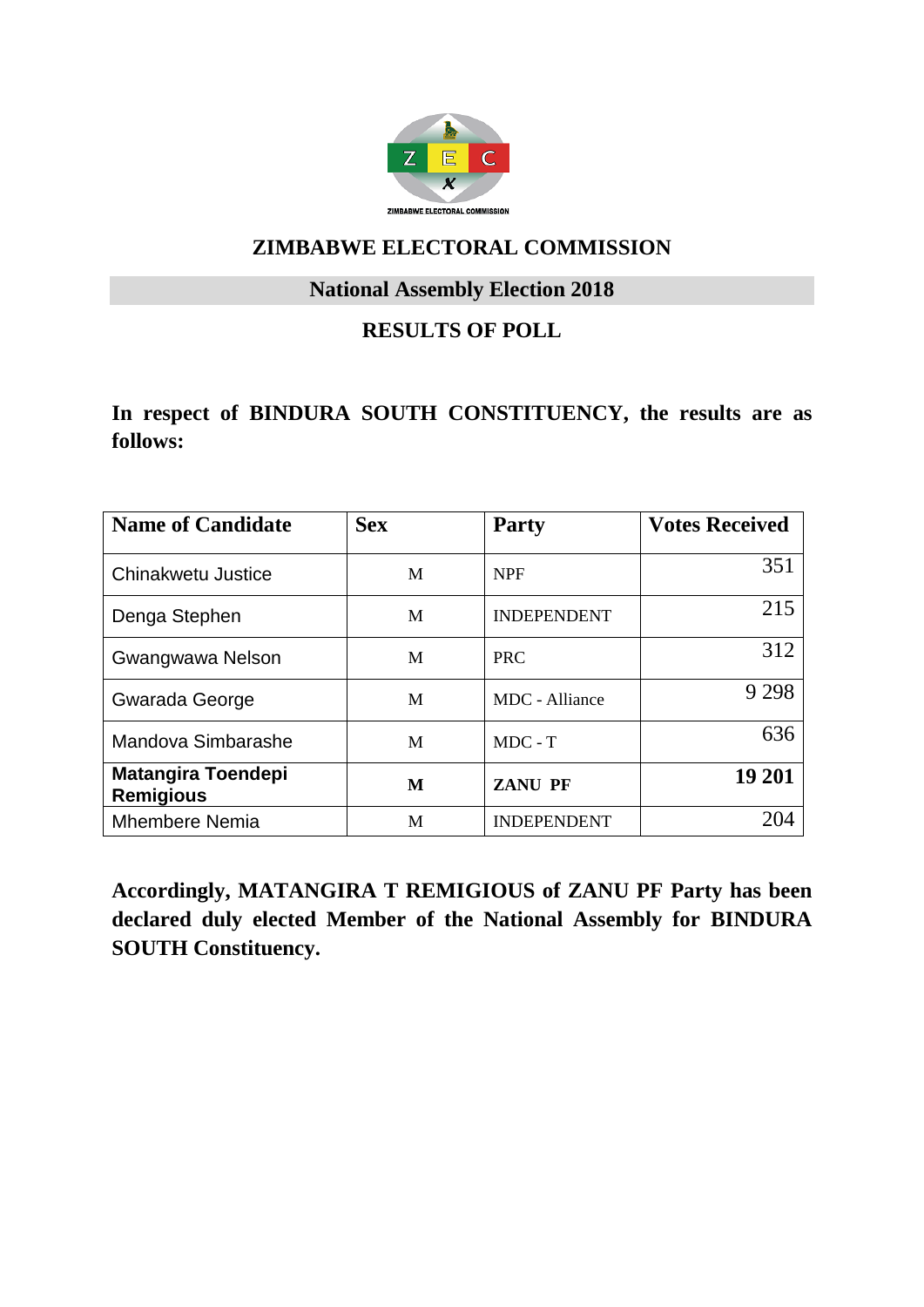# ZIMBABWE ELECTORAL COMMISSION

## National Assembly Election 2018

## RESULTS OF POLL

**In respect of BINDURA SOUTH CONSTITUENCY, the results are as follows:**

| Name of Candidate | Sex | Party | Votes Received |
|---|---|---|---|
| Chinakwetu Justice | M | NPF | 351 |
| Denga Stephen | M | INDEPENDENT | 215 |
| Gwangwawa Nelson | M | PRC | 312 |
| Gwarada George | M | MDC - Alliance | 9 298 |
| Mandova Simbarashe | M | MDC - T | 636 |
| **Matangira Toendepi Remigious** | **M** | **ZANU PF** | **19 201** |
| Mhembere Nemia | M | INDEPENDENT | 204 |

**Accordingly, MATANGIRA T REMIGIOUS of ZANU PF Party has been declared duly elected Member of the National Assembly for BINDURA SOUTH Constituency.**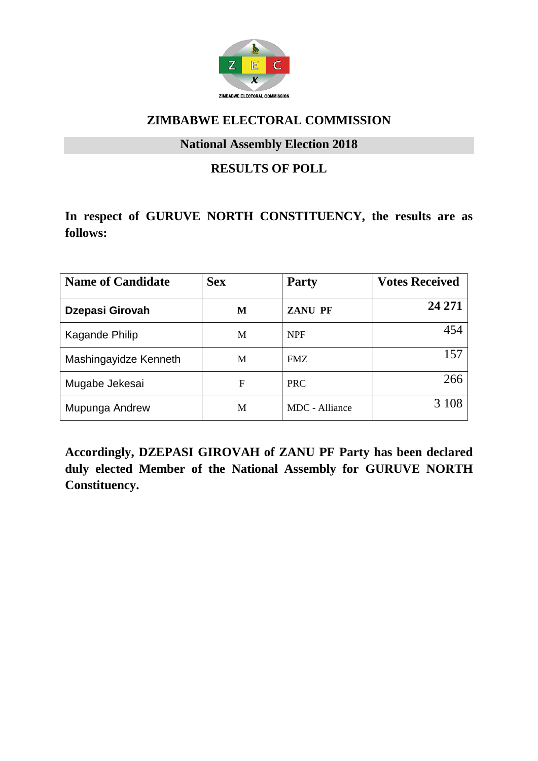## ZIMBABWE ELECTORAL COMMISSION

### National Assembly Election 2018

### RESULTS OF POLL

**In respect of GURUVE NORTH CONSTITUENCY, the results are as follows:**

| Name of Candidate | Sex | Party | Votes Received |
|---|---|---|---|
| **Dzepasi Girovah** | **M** | **ZANU PF** | **24 271** |
| Kagande Philip | M | NPF | 454 |
| Mashingayidze Kenneth | M | FMZ | 157 |
| Mugabe Jekesai | F | PRC | 266 |
| Mupunga Andrew | M | MDC - Alliance | 3 108 |

**Accordingly, DZEPASI GIROVAH of ZANU PF Party has been declared duly elected Member of the National Assembly for GURUVE NORTH Constituency.**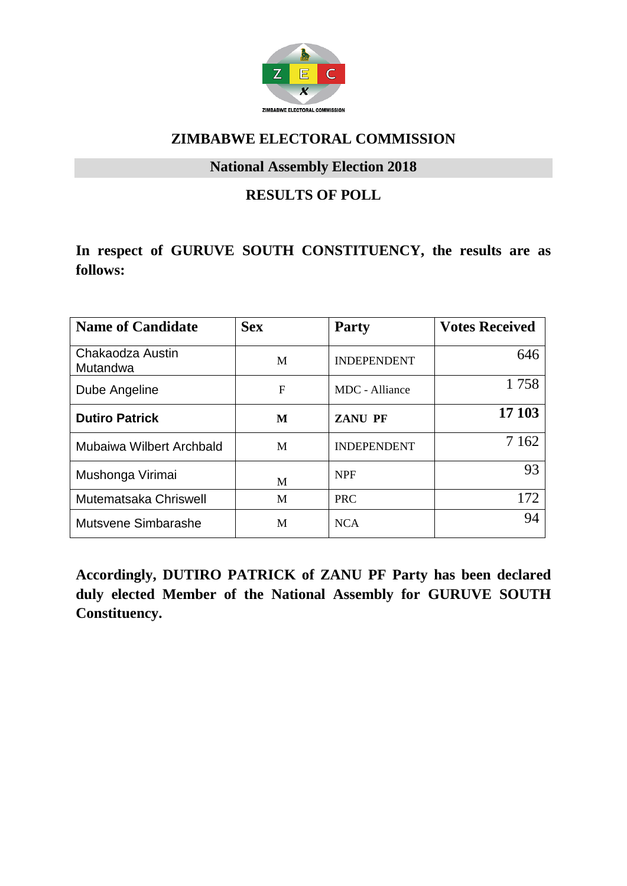# ZIMBABWE ELECTORAL COMMISSION

## National Assembly Election 2018

## RESULTS OF POLL

**In respect of GURUVE SOUTH CONSTITUENCY, the results are as follows:**

| Name of Candidate | Sex | Party | Votes Received |
|---|---|---|---|
| Chakaodza Austin Mutandwa | M | INDEPENDENT | 646 |
| Dube Angeline | F | MDC - Alliance | 1 758 |
| **Dutiro Patrick** | **M** | **ZANU PF** | **17 103** |
| Mubaiwa Wilbert Archbald | M | INDEPENDENT | 7 162 |
| Mushonga Virimai | M | NPF | 93 |
| Mutematsaka Chriswell | M | PRC | 172 |
| Mutsvene Simbarashe | M | NCA | 94 |

**Accordingly, DUTIRO PATRICK of ZANU PF Party has been declared duly elected Member of the National Assembly for GURUVE SOUTH Constituency.**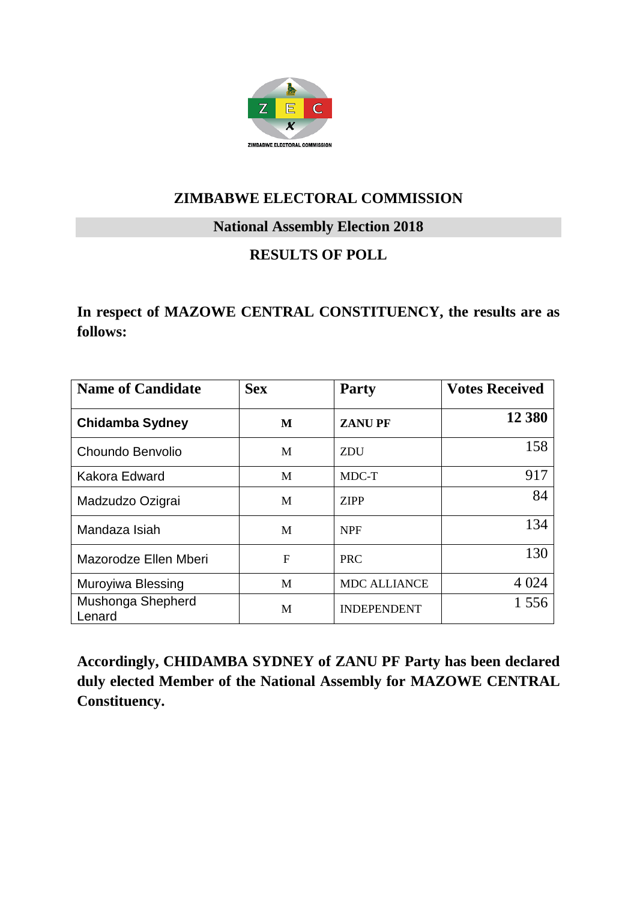# ZIMBABWE ELECTORAL COMMISSION

## National Assembly Election 2018

## RESULTS OF POLL

**In respect of MAZOWE CENTRAL CONSTITUENCY, the results are as follows:**

| Name of Candidate | Sex | Party | Votes Received |
|---|---|---|---|
| **Chidamba Sydney** | **M** | **ZANU PF** | **12 380** |
| Choundo Benvolio | M | ZDU | 158 |
| Kakora Edward | M | MDC-T | 917 |
| Madzudzo Ozigrai | M | ZIPP | 84 |
| Mandaza Isiah | M | NPF | 134 |
| Mazorodze Ellen Mberi | F | PRC | 130 |
| Muroyiwa Blessing | M | MDC ALLIANCE | 4 024 |
| Mushonga Shepherd Lenard | M | INDEPENDENT | 1 556 |

**Accordingly, CHIDAMBA SYDNEY of ZANU PF Party has been declared duly elected Member of the National Assembly for MAZOWE CENTRAL Constituency.**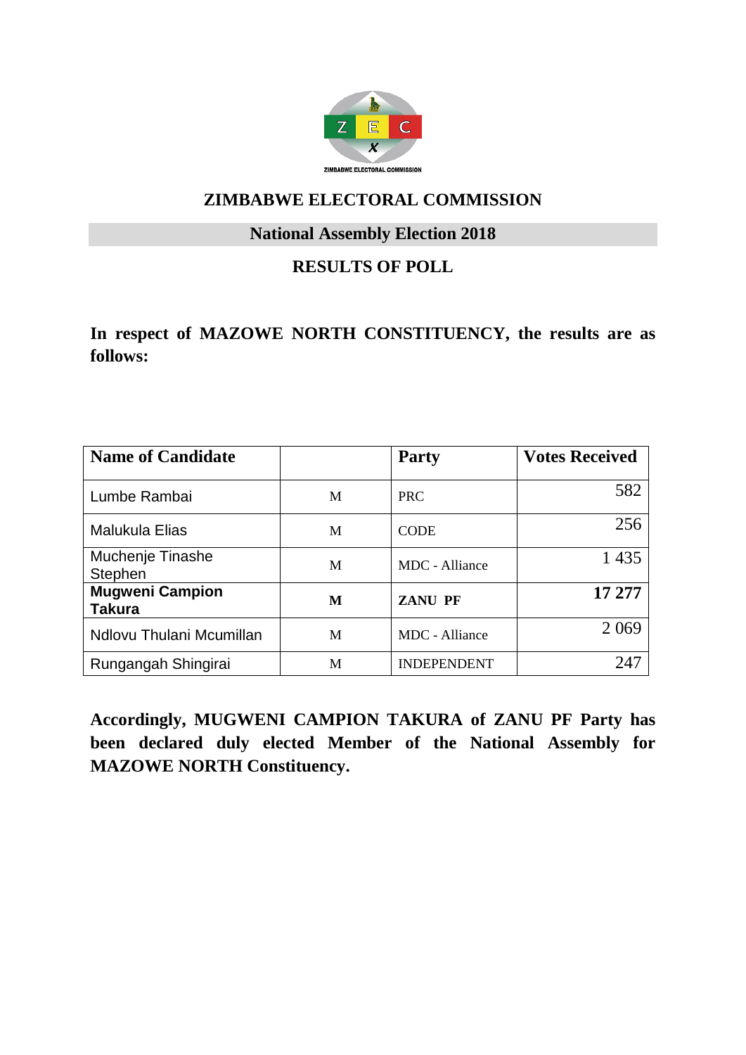## ZIMBABWE ELECTORAL COMMISSION

### National Assembly Election 2018

### RESULTS OF POLL

**In respect of MAZOWE NORTH CONSTITUENCY, the results are as follows:**

| Name of Candidate | | Party | Votes Received |
|---|---|---|---|
| Lumbe Rambai | M | PRC | 582 |
| Malukula Elias | M | CODE | 256 |
| Muchenje Tinashe Stephen | M | MDC - Alliance | 1 435 |
| **Mugweni Campion Takura** | **M** | **ZANU PF** | **17 277** |
| Ndlovu Thulani Mcumillan | M | MDC - Alliance | 2 069 |
| Rungangah Shingirai | M | INDEPENDENT | 247 |

**Accordingly, MUGWENI CAMPION TAKURA of ZANU PF Party has been declared duly elected Member of the National Assembly for MAZOWE NORTH Constituency.**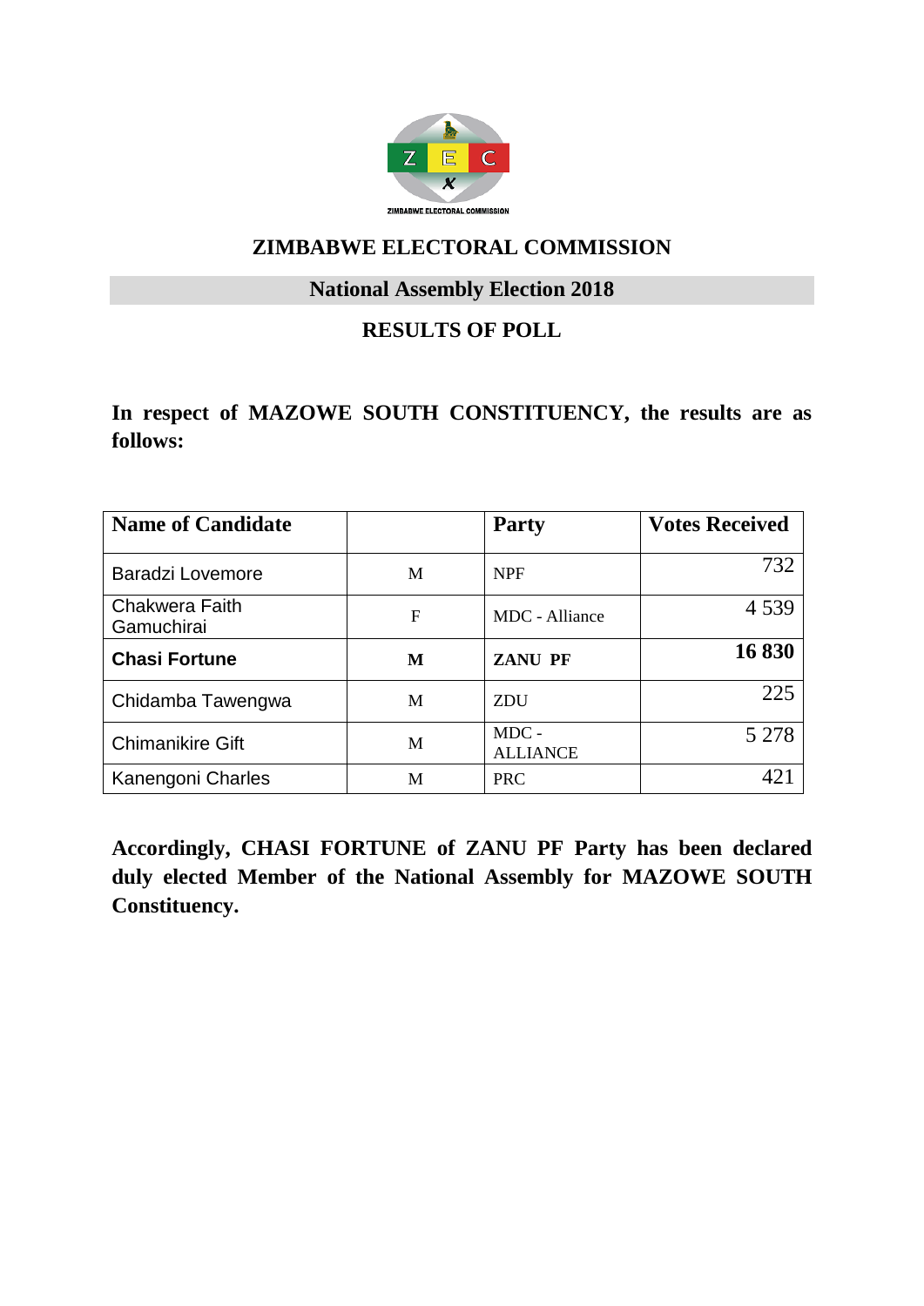ZIMBABWE ELECTORAL COMMISSION

# ZIMBABWE ELECTORAL COMMISSION

## National Assembly Election 2018

## RESULTS OF POLL

**In respect of MAZOWE SOUTH CONSTITUENCY, the results are as follows:**

| Name of Candidate | | Party | Votes Received |
|---|---|---|---|
| Baradzi Lovemore | M | NPF | 732 |
| Chakwera Faith Gamuchirai | F | MDC - Alliance | 4 539 |
| **Chasi Fortune** | **M** | **ZANU PF** | **16 830** |
| Chidamba Tawengwa | M | ZDU | 225 |
| Chimanikire Gift | M | MDC - ALLIANCE | 5 278 |
| Kanengoni Charles | M | PRC | 421 |

**Accordingly, CHASI FORTUNE of ZANU PF Party has been declared duly elected Member of the National Assembly for MAZOWE SOUTH Constituency.**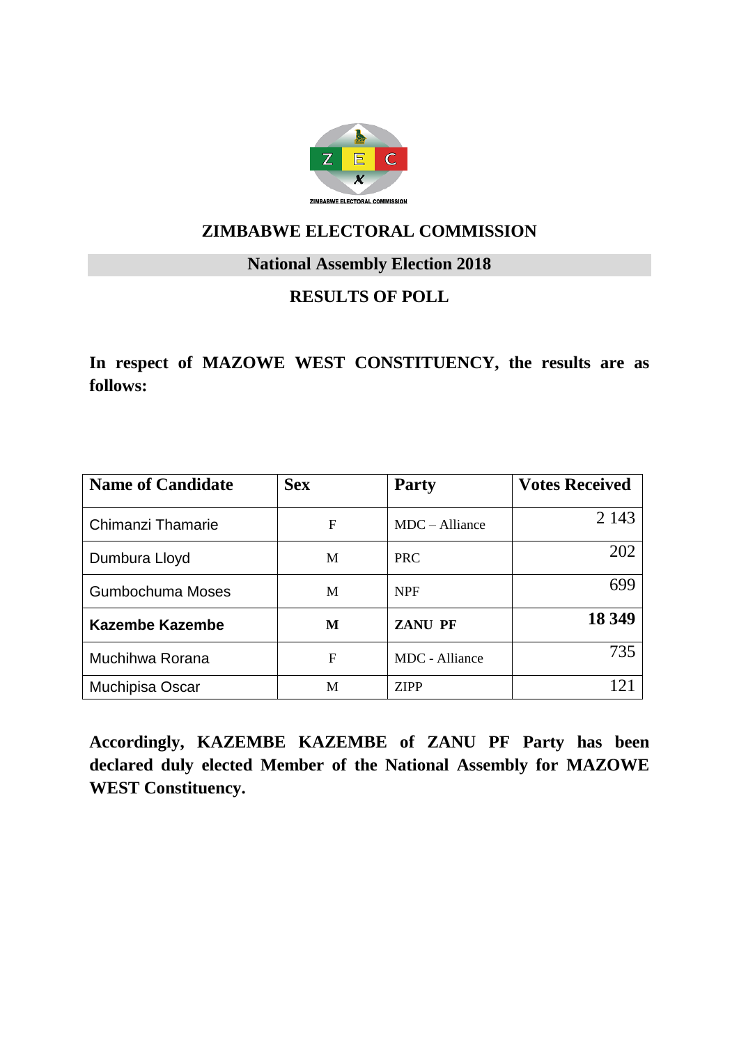# ZIMBABWE ELECTORAL COMMISSION

## National Assembly Election 2018

## RESULTS OF POLL

**In respect of MAZOWE WEST CONSTITUENCY, the results are as follows:**

| Name of Candidate | Sex | Party | Votes Received |
|---|---|---|---|
| Chimanzi Thamarie | F | MDC – Alliance | 2 143 |
| Dumbura Lloyd | M | PRC | 202 |
| Gumbochuma Moses | M | NPF | 699 |
| **Kazembe Kazembe** | **M** | **ZANU PF** | **18 349** |
| Muchihwa Rorana | F | MDC - Alliance | 735 |
| Muchipisa Oscar | M | ZIPP | 121 |

**Accordingly, KAZEMBE KAZEMBE of ZANU PF Party has been declared duly elected Member of the National Assembly for MAZOWE WEST Constituency.**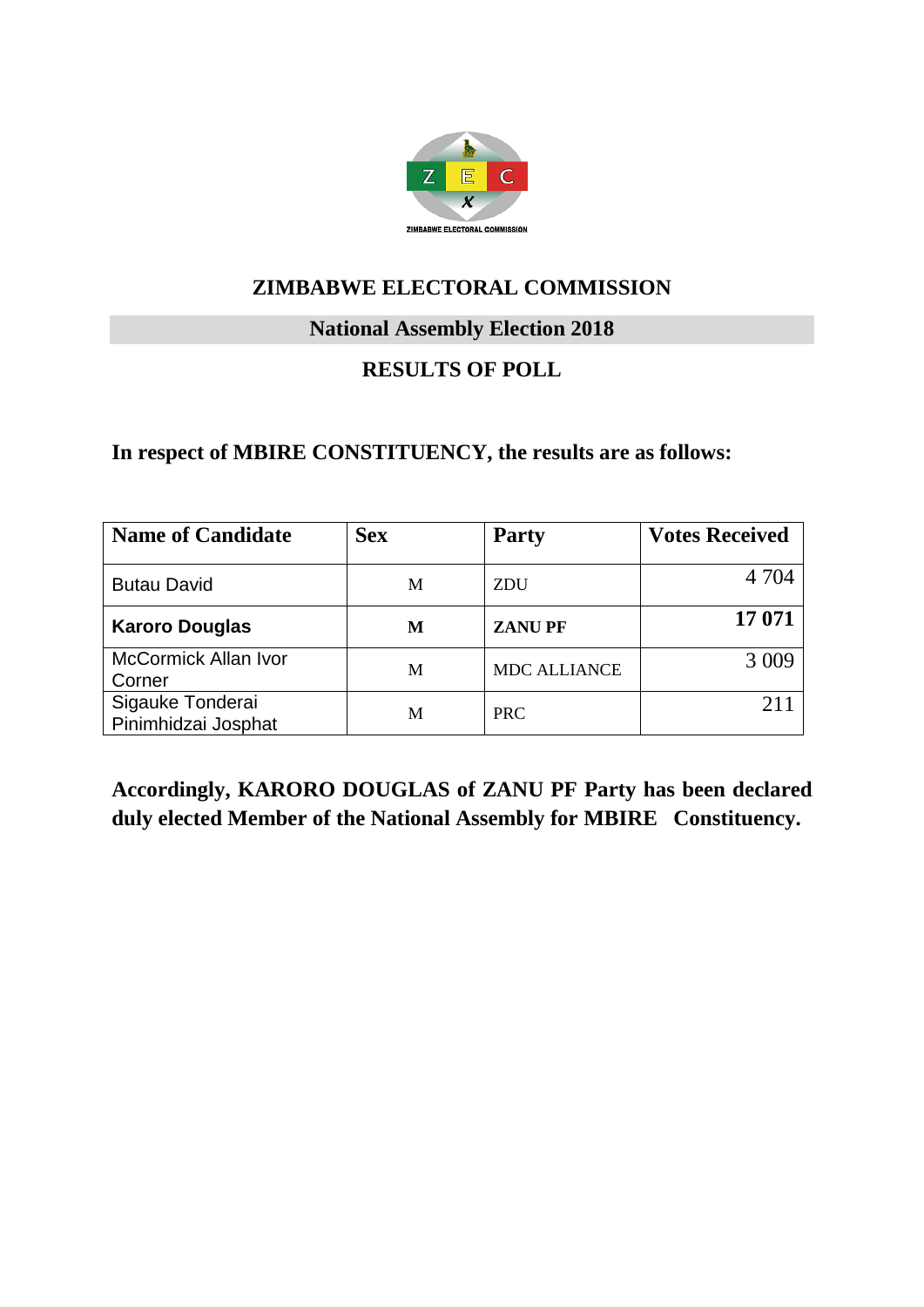# ZIMBABWE ELECTORAL COMMISSION

## National Assembly Election 2018

## RESULTS OF POLL

**In respect of MBIRE CONSTITUENCY, the results are as follows:**

| Name of Candidate | Sex | Party | Votes Received |
|---|---|---|---|
| Butau David | M | ZDU | 4 704 |
| **Karoro Douglas** | **M** | **ZANU PF** | **17 071** |
| McCormick Allan Ivor Corner | M | MDC ALLIANCE | 3 009 |
| Sigauke Tonderai Pinimhidzai Josphat | M | PRC | 211 |

**Accordingly, KARORO DOUGLAS of ZANU PF Party has been declared duly elected Member of the National Assembly for MBIRE Constituency.**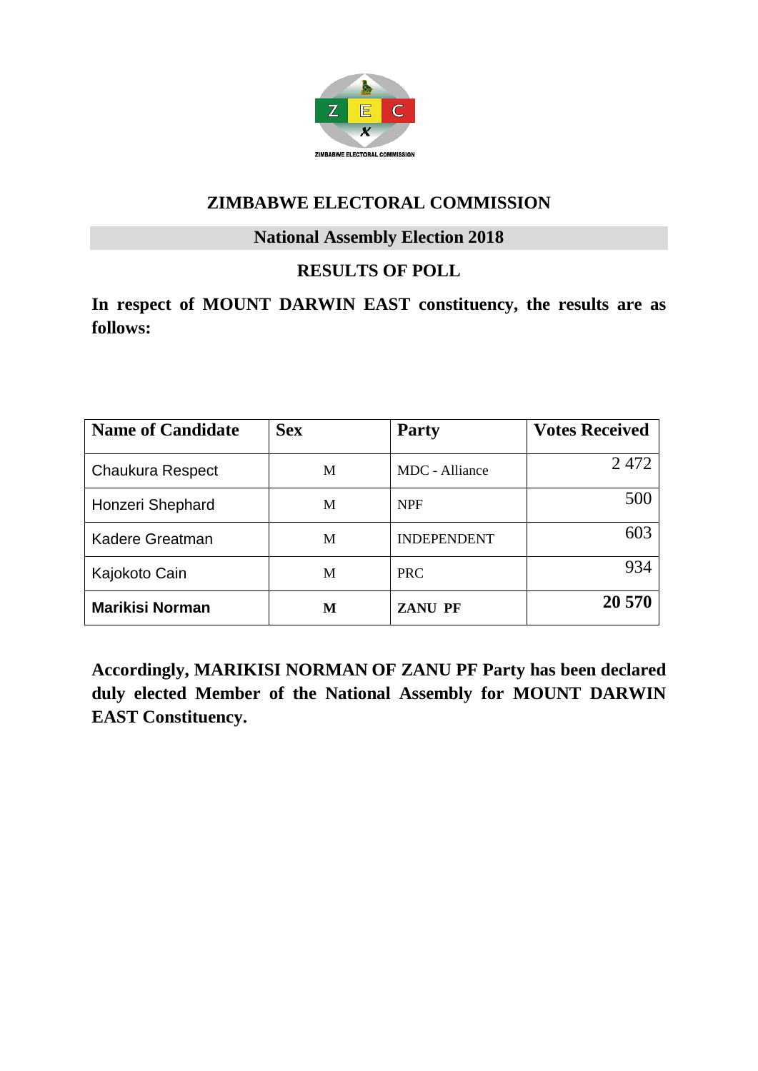ZIMBABWE ELECTORAL COMMISSION

# ZIMBABWE ELECTORAL COMMISSION

## National Assembly Election 2018

## RESULTS OF POLL

**In respect of MOUNT DARWIN EAST constituency, the results are as follows:**

| Name of Candidate | Sex | Party | Votes Received |
|---|---|---|---|
| Chaukura Respect | M | MDC - Alliance | 2 472 |
| Honzeri Shephard | M | NPF | 500 |
| Kadere Greatman | M | INDEPENDENT | 603 |
| Kajokoto Cain | M | PRC | 934 |
| **Marikisi Norman** | **M** | **ZANU PF** | **20 570** |

**Accordingly, MARIKISI NORMAN OF ZANU PF Party has been declared duly elected Member of the National Assembly for MOUNT DARWIN EAST Constituency.**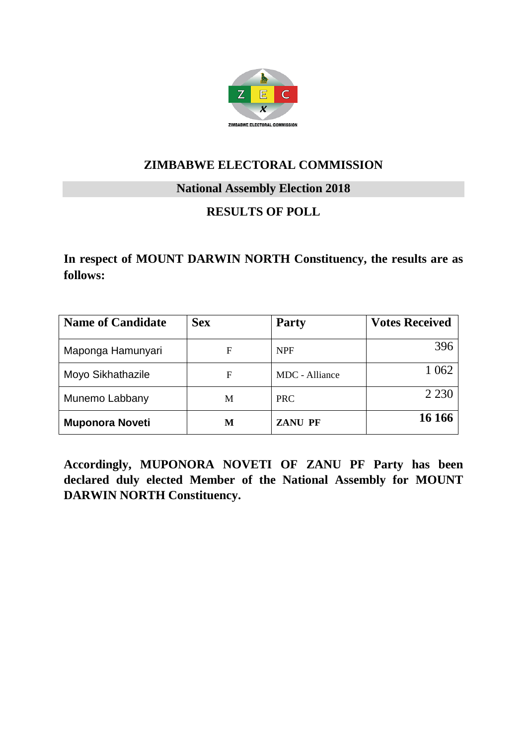## ZIMBABWE ELECTORAL COMMISSION

### National Assembly Election 2018

### RESULTS OF POLL

**In respect of MOUNT DARWIN NORTH Constituency, the results are as follows:**

| Name of Candidate | Sex | Party | Votes Received |
|---|---|---|---|
| Maponga Hamunyari | F | NPF | 396 |
| Moyo Sikhathazile | F | MDC - Alliance | 1 062 |
| Munemo Labbany | M | PRC | 2 230 |
| **Muponora Noveti** | **M** | **ZANU PF** | **16 166** |

**Accordingly, MUPONORA NOVETI OF ZANU PF Party has been declared duly elected Member of the National Assembly for MOUNT DARWIN NORTH Constituency.**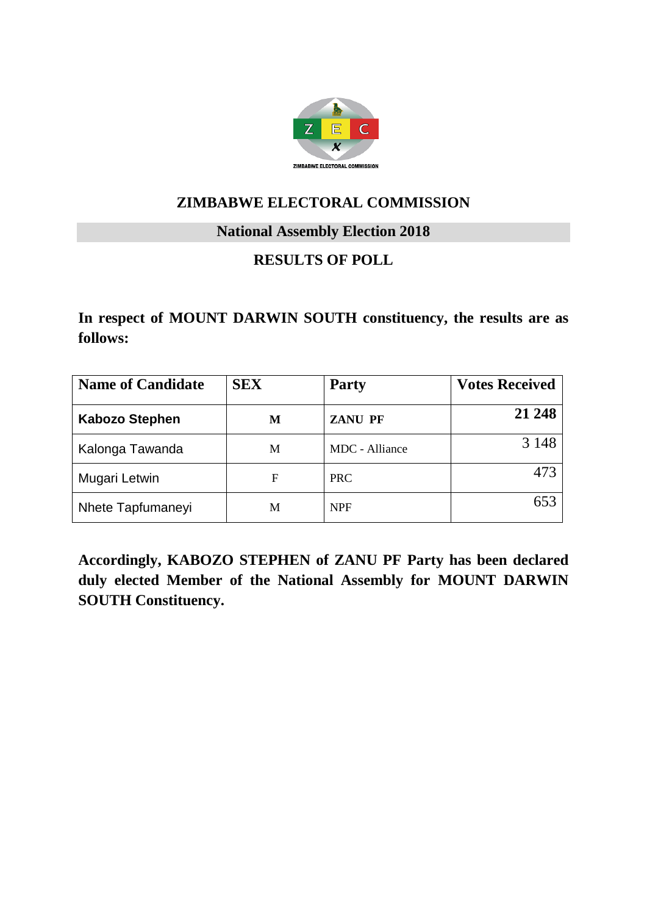# ZIMBABWE ELECTORAL COMMISSION

## National Assembly Election 2018

## RESULTS OF POLL

**In respect of MOUNT DARWIN SOUTH constituency, the results are as follows:**

| Name of Candidate | SEX | Party | Votes Received |
|---|---|---|---|
| **Kabozo Stephen** | **M** | **ZANU PF** | **21 248** |
| Kalonga Tawanda | M | MDC - Alliance | 3 148 |
| Mugari Letwin | F | PRC | 473 |
| Nhete Tapfumaneyi | M | NPF | 653 |

**Accordingly, KABOZO STEPHEN of ZANU PF Party has been declared duly elected Member of the National Assembly for MOUNT DARWIN SOUTH Constituency.**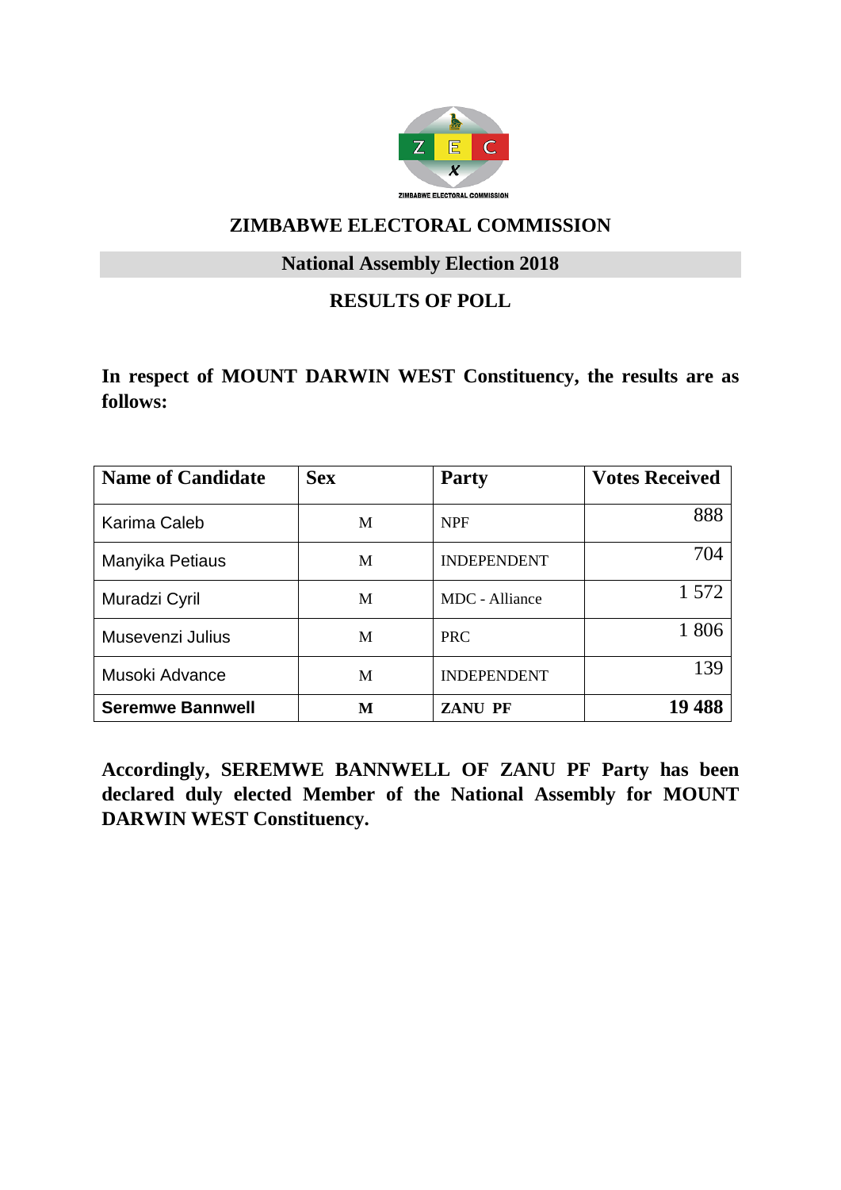ZIMBABWE ELECTORAL COMMISSION

# ZIMBABWE ELECTORAL COMMISSION

## National Assembly Election 2018

## RESULTS OF POLL

**In respect of MOUNT DARWIN WEST Constituency, the results are as follows:**

| Name of Candidate | Sex | Party | Votes Received |
|---|---|---|---|
| Karima Caleb | M | NPF | 888 |
| Manyika Petiaus | M | INDEPENDENT | 704 |
| Muradzi Cyril | M | MDC - Alliance | 1 572 |
| Musevenzi Julius | M | PRC | 1 806 |
| Musoki Advance | M | INDEPENDENT | 139 |
| **Seremwe Bannwell** | **M** | **ZANU PF** | **19 488** |

**Accordingly, SEREMWE BANNWELL OF ZANU PF Party has been declared duly elected Member of the National Assembly for MOUNT DARWIN WEST Constituency.**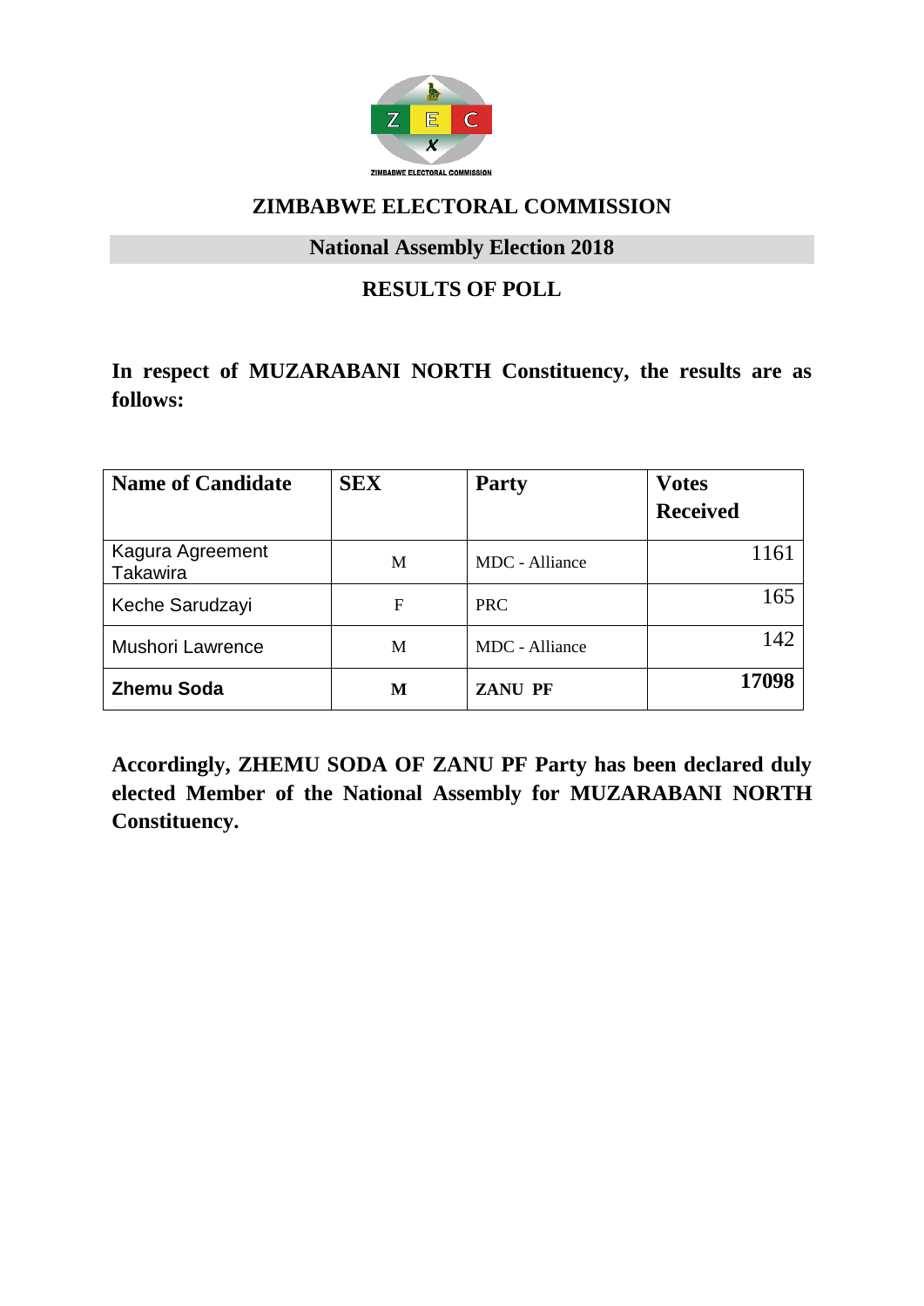ZIMBABWE ELECTORAL COMMISSION

## ZIMBABWE ELECTORAL COMMISSION

### National Assembly Election 2018

### RESULTS OF POLL

**In respect of MUZARABANI NORTH Constituency, the results are as follows:**

| Name of Candidate | SEX | Party | Votes Received |
|---|---|---|---|
| Kagura Agreement Takawira | M | MDC - Alliance | 1161 |
| Keche Sarudzayi | F | PRC | 165 |
| Mushori Lawrence | M | MDC - Alliance | 142 |
| **Zhemu Soda** | **M** | **ZANU PF** | **17098** |

**Accordingly, ZHEMU SODA OF ZANU PF Party has been declared duly elected Member of the National Assembly for MUZARABANI NORTH Constituency.**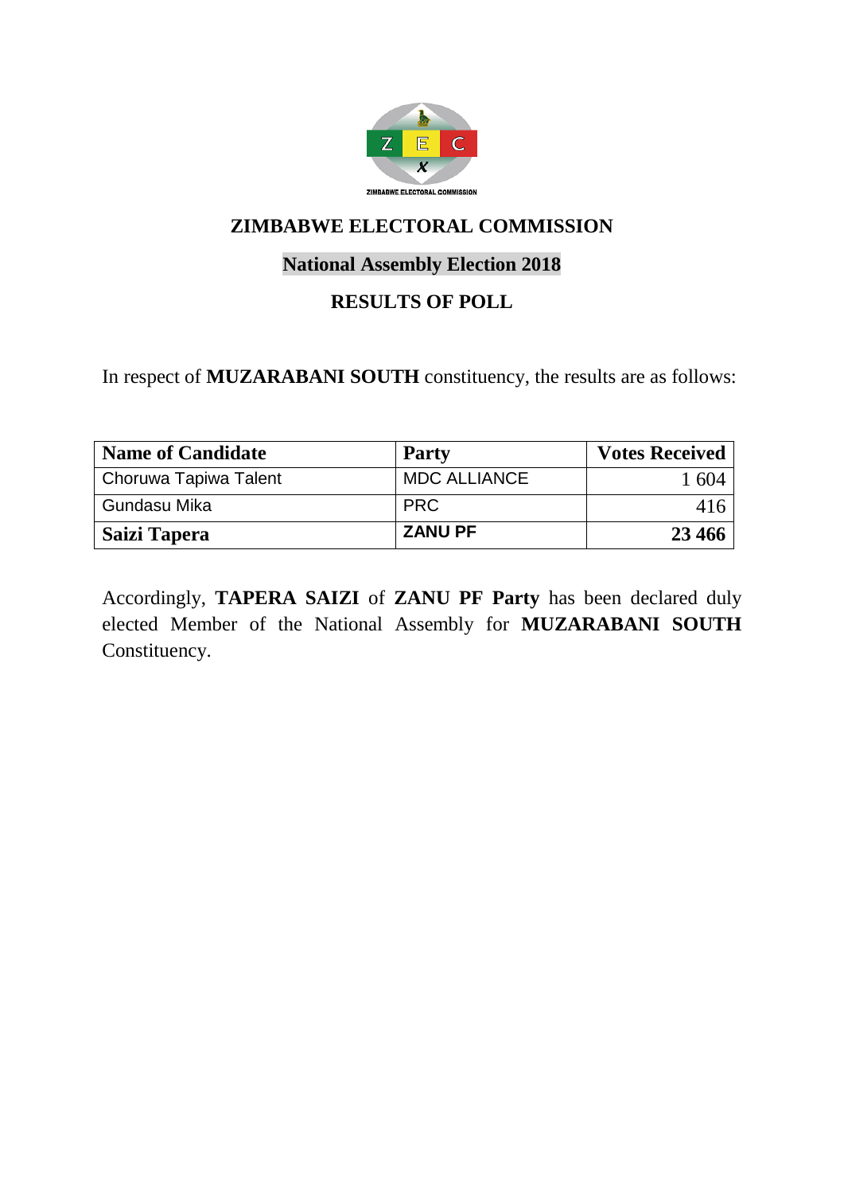ZIMBABWE ELECTORAL COMMISSION

# ZIMBABWE ELECTORAL COMMISSION

## National Assembly Election 2018

## RESULTS OF POLL

In respect of **MUZARABANI SOUTH** constituency, the results are as follows:

| Name of Candidate | Party | Votes Received |
|---|---|---|
| Choruwa Tapiwa Talent | MDC ALLIANCE | 1 604 |
| Gundasu Mika | PRC | 416 |
| **Saizi Tapera** | **ZANU PF** | **23 466** |

Accordingly, **TAPERA SAIZI** of **ZANU PF Party** has been declared duly elected Member of the National Assembly for **MUZARABANI SOUTH** Constituency.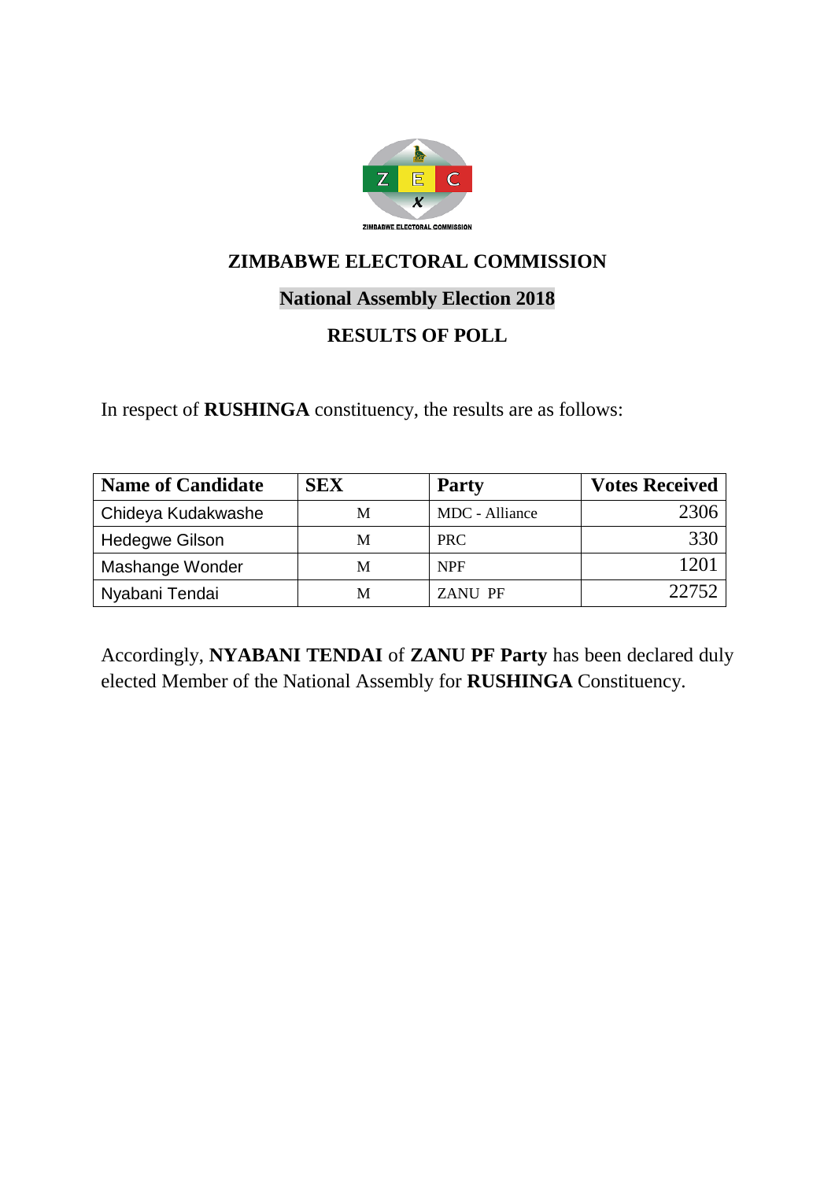ZIMBABWE ELECTORAL COMMISSION

# ZIMBABWE ELECTORAL COMMISSION

## National Assembly Election 2018

## RESULTS OF POLL

In respect of **RUSHINGA** constituency, the results are as follows:

| Name of Candidate | SEX | Party | Votes Received |
|---|---|---|---|
| Chideya Kudakwashe | M | MDC - Alliance | 2306 |
| Hedegwe Gilson | M | PRC | 330 |
| Mashange Wonder | M | NPF | 1201 |
| Nyabani Tendai | M | ZANU PF | 22752 |

Accordingly, **NYABANI TENDAI** of **ZANU PF Party** has been declared duly elected Member of the National Assembly for **RUSHINGA** Constituency.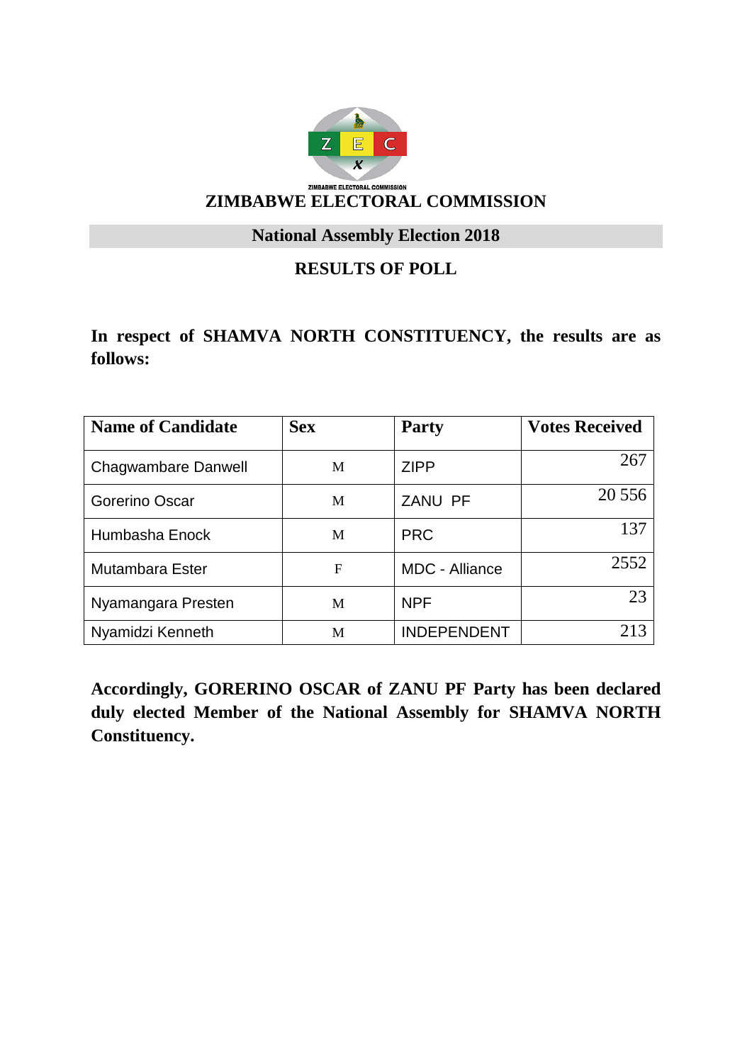ZIMBABWE ELECTORAL COMMISSION

# ZIMBABWE ELECTORAL COMMISSION

## National Assembly Election 2018

## RESULTS OF POLL

**In respect of SHAMVA NORTH CONSTITUENCY, the results are as follows:**

| Name of Candidate | Sex | Party | Votes Received |
|---|---|---|---|
| Chagwambare Danwell | M | ZIPP | 267 |
| Gorerino Oscar | M | ZANU PF | 20 556 |
| Humbasha Enock | M | PRC | 137 |
| Mutambara Ester | F | MDC - Alliance | 2552 |
| Nyamangara Presten | M | NPF | 23 |
| Nyamidzi Kenneth | M | INDEPENDENT | 213 |

**Accordingly, GORERINO OSCAR of ZANU PF Party has been declared duly elected Member of the National Assembly for SHAMVA NORTH Constituency.**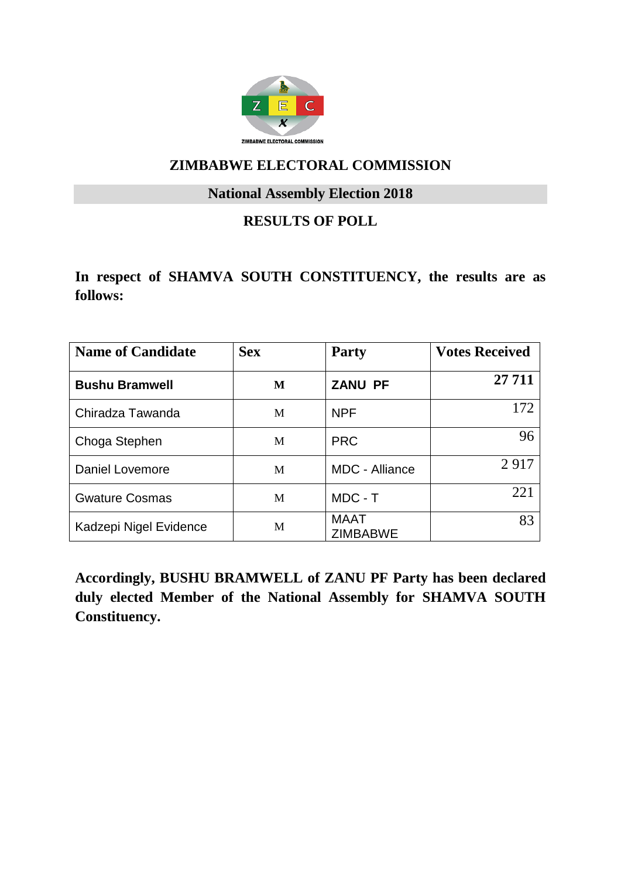ZIMBABWE ELECTORAL COMMISSION

# ZIMBABWE ELECTORAL COMMISSION

## National Assembly Election 2018

## RESULTS OF POLL

**In respect of SHAMVA SOUTH CONSTITUENCY, the results are as follows:**

| Name of Candidate | Sex | Party | Votes Received |
|---|---|---|---|
| **Bushu Bramwell** | **M** | **ZANU PF** | **27 711** |
| Chiradza Tawanda | M | NPF | 172 |
| Choga Stephen | M | PRC | 96 |
| Daniel Lovemore | M | MDC - Alliance | 2 917 |
| Gwature Cosmas | M | MDC - T | 221 |
| Kadzepi Nigel Evidence | M | MAAT ZIMBABWE | 83 |

**Accordingly, BUSHU BRAMWELL of ZANU PF Party has been declared duly elected Member of the National Assembly for SHAMVA SOUTH Constituency.**